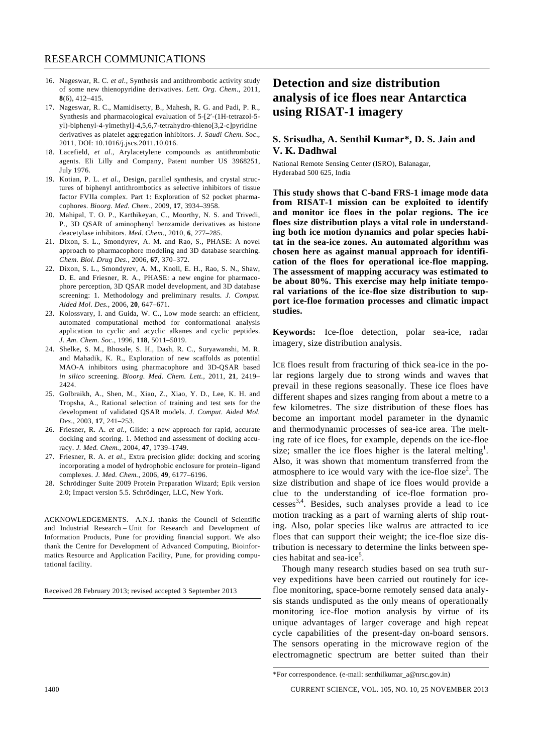16. Nageswar, R. C. *et al*., Synthesis and antithrombotic activity study of some new thienopyridine derivatives. *Lett. Org. Chem*., 2011, **8**(6), 412–415.
17. Nageswar, R. C., Mamidisetty, B., Mahesh, R. G. and Padi, P. R., Synthesis and pharmacological evaluation of 5-[2′-(1H-tetrazol-5-yl)-biphenyl-4-ylmethyl]-4,5,6,7-tetrahydro-thieno[3,2-c]pyridine derivatives as platelet aggregation inhibitors. *J. Saudi Chem. Soc*., 2011, DOI: 10.1016/j.jscs.2011.10.016.
18. Lacefield, *et al*., Arylacetylene compounds as antithrombotic agents. Eli Lilly and Company, Patent number US 3968251, July 1976.
19. Kotian, P. L. *et al*., Design, parallel synthesis, and crystal structures of biphenyl antithrombotics as selective inhibitors of tissue factor FVIIa complex. Part 1: Exploration of S2 pocket pharmacophores. *Bioorg. Med. Chem*., 2009, **17**, 3934–3958.
20. Mahipal, T. O. P., Karthikeyan, C., Moorthy, N. S. and Trivedi, P., 3D QSAR of aminophenyl benzamide derivatives as histone deacetylase inhibitors. *Med. Chem*., 2010, **6**, 277–285.
21. Dixon, S. L., Smondyrev, A. M. and Rao, S., PHASE: A novel approach to pharmacophore modeling and 3D database searching. *Chem. Biol. Drug Des*., 2006, **67**, 370–372.
22. Dixon, S. L., Smondyrev, A. M., Knoll, E. H., Rao, S. N., Shaw, D. E. and Friesner, R. A., PHASE: a new engine for pharmacophore perception, 3D QSAR model development, and 3D database screening: 1. Methodology and preliminary results. *J. Comput. Aided Mol. Des.*, 2006, **20**, 647–671.
23. Kolossvary, I. and Guida, W. C., Low mode search: an efficient, automated computational method for conformational analysis application to cyclic and acyclic alkanes and cyclic peptides. *J. Am. Chem. Soc*., 1996, **118**, 5011–5019.
24. Shelke, S. M., Bhosale, S. H., Dash, R. C., Suryawanshi, M. R. and Mahadik, K. R., Exploration of new scaffolds as potential MAO-A inhibitors using pharmacophore and 3D-QSAR based *in silico* screening. *Bioorg. Med. Chem. Lett.*, 2011, **21**, 2419–2424.
25. Golbraikh, A., Shen, M., Xiao, Z., Xiao, Y. D., Lee, K. H. and Tropsha, A., Rational selection of training and test sets for the development of validated QSAR models. *J. Comput. Aided Mol. Des*., 2003, **17**, 241–253.
26. Friesner, R. A. *et al.*, Glide: a new approach for rapid, accurate docking and scoring. 1. Method and assessment of docking accuracy. *J. Med. Chem.*, 2004, **47**, 1739–1749.
27. Friesner, R. A. *et al*., Extra precision glide: docking and scoring incorporating a model of hydrophobic enclosure for protein–ligand complexes. *J. Med. Chem.*, 2006, **49**, 6177–6196.
28. Schrödinger Suite 2009 Protein Preparation Wizard; Epik version 2.0; Impact version 5.5. Schrödinger, LLC, New York.

ACKNOWLEDGEMENTS. A.N.J. thanks the Council of Scientific and Industrial Research – Unit for Research and Development of Information Products, Pune for providing financial support. We also thank the Centre for Development of Advanced Computing, Bioinformatics Resource and Application Facility, Pune, for providing computational facility.

Received 28 February 2013; revised accepted 3 September 2013

# Detection and size distribution analysis of ice floes near Antarctica using RISAT-1 imagery

**S. Srisudha, A. Senthil Kumar\*, D. S. Jain and V. K. Dadhwal**

National Remote Sensing Center (ISRO), Balanagar, Hyderabad 500 625, India

**This study shows that C-band FRS-1 image mode data from RISAT-1 mission can be exploited to identify and monitor ice floes in the polar regions. The ice floes size distribution plays a vital role in understanding both ice motion dynamics and polar species habitat in the sea-ice zones. An automated algorithm was chosen here as against manual approach for identification of the floes for operational ice-floe mapping. The assessment of mapping accuracy was estimated to be about 80%. This exercise may help initiate temporal variations of the ice-floe size distribution to support ice-floe formation processes and climatic impact studies.**

**Keywords:** Ice-floe detection, polar sea-ice, radar imagery, size distribution analysis.

ICE floes result from fracturing of thick sea-ice in the polar regions largely due to strong winds and waves that prevail in these regions seasonally. These ice floes have different shapes and sizes ranging from about a metre to a few kilometres. The size distribution of these floes has become an important model parameter in the dynamic and thermodynamic processes of sea-ice area. The melting rate of ice floes, for example, depends on the ice-floe size; smaller the ice floes higher is the lateral melting[1]. Also, it was shown that momentum transferred from the atmosphere to ice would vary with the ice-floe size[2]. The size distribution and shape of ice floes would provide a clue to the understanding of ice-floe formation processes[3,4]. Besides, such analyses provide a lead to ice motion tracking as a part of warning alerts of ship routing. Also, polar species like walrus are attracted to ice floes that can support their weight; the ice-floe size distribution is necessary to determine the links between species habitat and sea-ice[5].

Though many research studies based on sea truth survey expeditions have been carried out routinely for ice-floe monitoring, space-borne remotely sensed data analysis stands undisputed as the only means of operationally monitoring ice-floe motion analysis by virtue of its unique advantages of larger coverage and high repeat cycle capabilities of the present-day on-board sensors. The sensors operating in the microwave region of the electromagnetic spectrum are better suited than their

\*For correspondence. (e-mail: senthilkumar_a@nrsc.gov.in)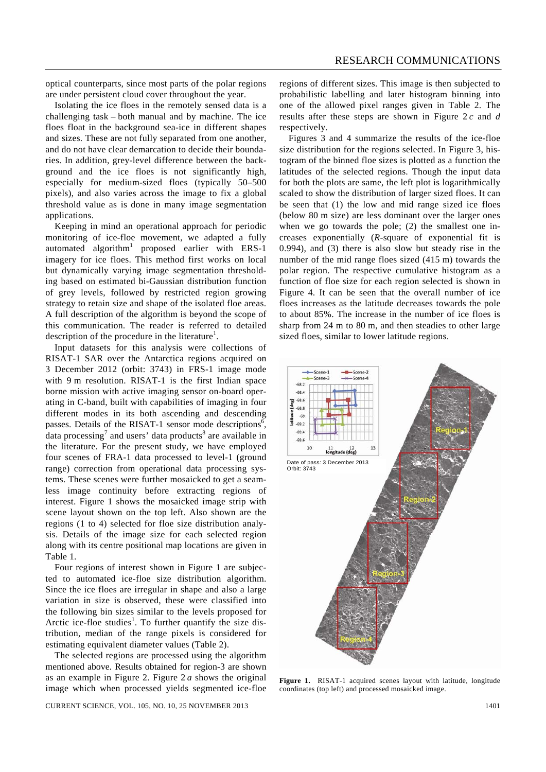optical counterparts, since most parts of the polar regions are under persistent cloud cover throughout the year.

Isolating the ice floes in the remotely sensed data is a challenging task – both manual and by machine. The ice floes float in the background sea-ice in different shapes and sizes. These are not fully separated from one another, and do not have clear demarcation to decide their boundaries. In addition, grey-level difference between the background and the ice floes is not significantly high, especially for medium-sized floes (typically 50–500 pixels), and also varies across the image to fix a global threshold value as is done in many image segmentation applications.

Keeping in mind an operational approach for periodic monitoring of ice-floe movement, we adapted a fully automated algorithm[1] proposed earlier with ERS-1 imagery for ice floes. This method first works on local but dynamically varying image segmentation thresholding based on estimated bi-Gaussian distribution function of grey levels, followed by restricted region growing strategy to retain size and shape of the isolated floe areas. A full description of the algorithm is beyond the scope of this communication. The reader is referred to detailed description of the procedure in the literature[1].

Input datasets for this analysis were collections of RISAT-1 SAR over the Antarctica regions acquired on 3 December 2012 (orbit: 3743) in FRS-1 image mode with 9 m resolution. RISAT-1 is the first Indian space borne mission with active imaging sensor on-board operating in C-band, built with capabilities of imaging in four different modes in its both ascending and descending passes. Details of the RISAT-1 sensor mode descriptions[6], data processing[7] and users' data products[8] are available in the literature. For the present study, we have employed four scenes of FRA-1 data processed to level-1 (ground range) correction from operational data processing systems. These scenes were further mosaicked to get a seamless image continuity before extracting regions of interest. Figure 1 shows the mosaicked image strip with scene layout shown on the top left. Also shown are the regions (1 to 4) selected for floe size distribution analysis. Details of the image size for each selected region along with its centre positional map locations are given in Table 1.

Four regions of interest shown in Figure 1 are subjected to automated ice-floe size distribution algorithm. Since the ice floes are irregular in shape and also a large variation in size is observed, these were classified into the following bin sizes similar to the levels proposed for Arctic ice-floe studies[1]. To further quantify the size distribution, median of the range pixels is considered for estimating equivalent diameter values (Table 2).

The selected regions are processed using the algorithm mentioned above. Results obtained for region-3 are shown as an example in Figure 2. Figure 2 *a* shows the original image which when processed yields segmented ice-floe regions of different sizes. This image is then subjected to probabilistic labelling and later histogram binning into one of the allowed pixel ranges given in Table 2. The results after these steps are shown in Figure 2 *c* and *d* respectively.

Figures 3 and 4 summarize the results of the ice-floe size distribution for the regions selected. In Figure 3, histogram of the binned floe sizes is plotted as a function the latitudes of the selected regions. Though the input data for both the plots are same, the left plot is logarithmically scaled to show the distribution of larger sized floes. It can be seen that (1) the low and mid range sized ice floes (below 80 m size) are less dominant over the larger ones when we go towards the pole; (2) the smallest one increases exponentially (*R*-square of exponential fit is 0.994), and (3) there is also slow but steady rise in the number of the mid range floes sized (415 m) towards the polar region. The respective cumulative histogram as a function of floe size for each region selected is shown in Figure 4. It can be seen that the overall number of ice floes increases as the latitude decreases towards the pole to about 85%. The increase in the number of ice floes is sharp from 24 m to 80 m, and then steadies to other large sized floes, similar to lower latitude regions.

**Figure 1.** RISAT-1 acquired scenes layout with latitude, longitude coordinates (top left) and processed mosaicked image.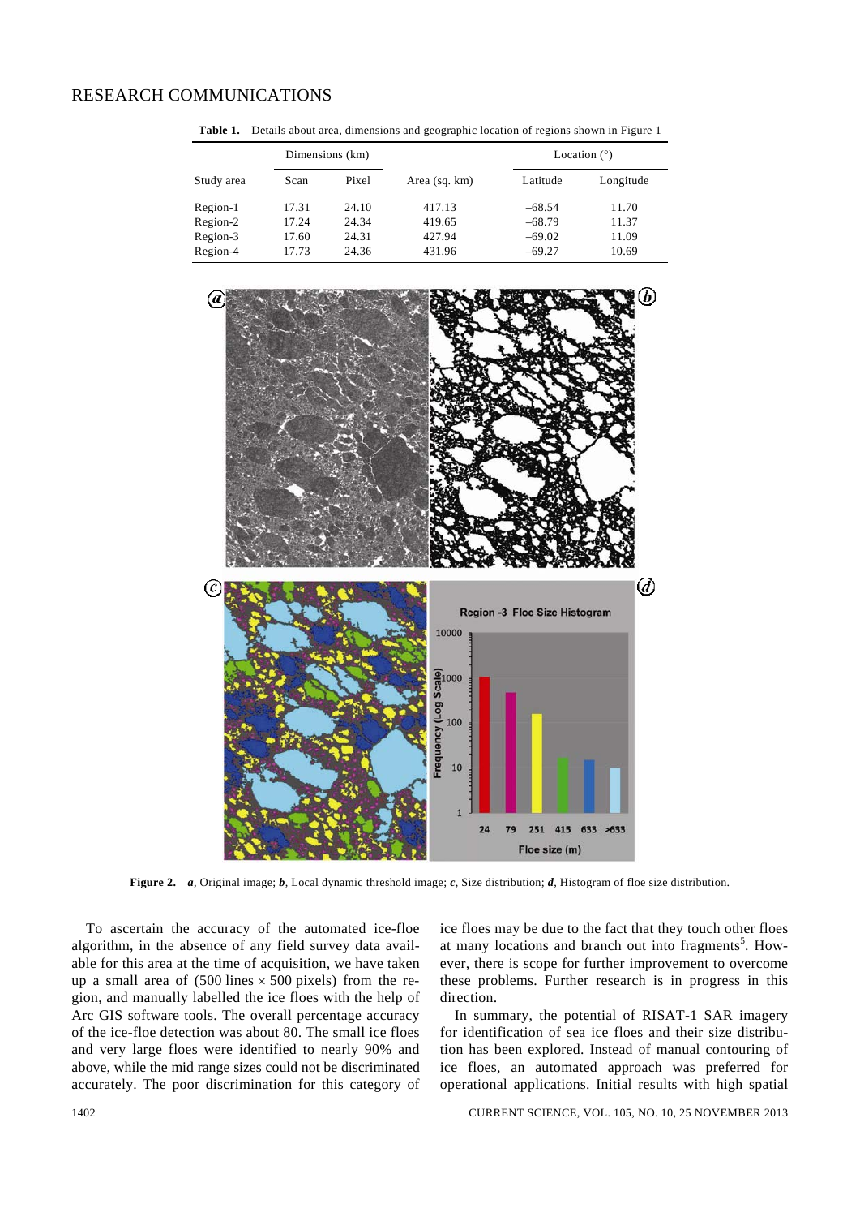**Table 1.** Details about area, dimensions and geographic location of regions shown in Figure 1

| Study area | Dimensions (km) | | Area (sq. km) | Location (°) | |
|---|---|---|---|---|---|
| | Scan | Pixel | | Latitude | Longitude |
| Region-1 | 17.31 | 24.10 | 417.13 | –68.54 | 11.70 |
| Region-2 | 17.24 | 24.34 | 419.65 | –68.79 | 11.37 |
| Region-3 | 17.60 | 24.31 | 427.94 | –69.02 | 11.09 |
| Region-4 | 17.73 | 24.36 | 431.96 | –69.27 | 10.69 |

**Figure 2.** ***a***, Original image; ***b***, Local dynamic threshold image; ***c***, Size distribution; ***d***, Histogram of floe size distribution.

To ascertain the accuracy of the automated ice-floe algorithm, in the absence of any field survey data available for this area at the time of acquisition, we have taken up a small area of (500 lines × 500 pixels) from the region, and manually labelled the ice floes with the help of Arc GIS software tools. The overall percentage accuracy of the ice-floe detection was about 80. The small ice floes and very large floes were identified to nearly 90% and above, while the mid range sizes could not be discriminated accurately. The poor discrimination for this category of ice floes may be due to the fact that they touch other floes at many locations and branch out into fragments[5]. However, there is scope for further improvement to overcome these problems. Further research is in progress in this direction.

In summary, the potential of RISAT-1 SAR imagery for identification of sea ice floes and their size distribution has been explored. Instead of manual contouring of ice floes, an automated approach was preferred for operational applications. Initial results with high spatial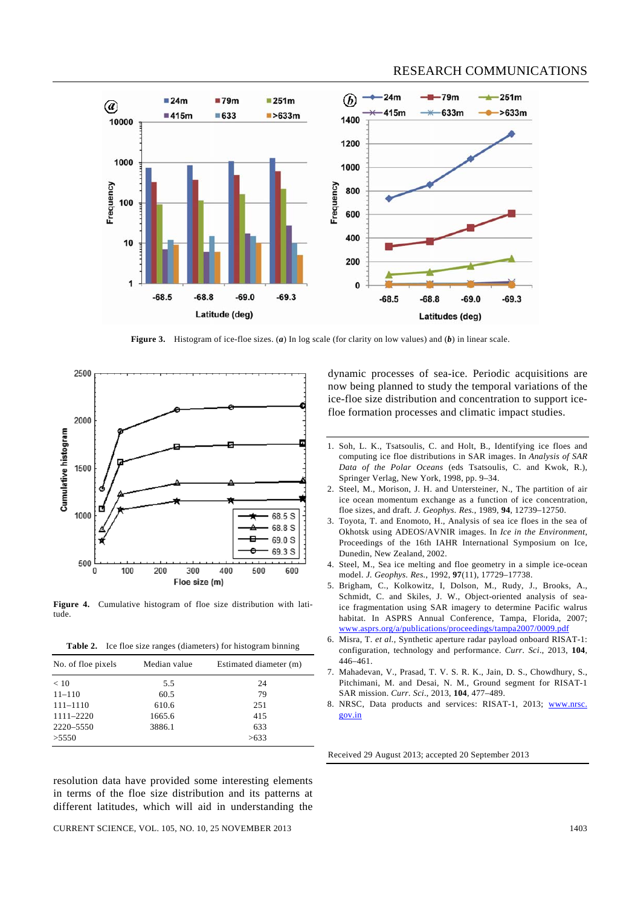(a)

24m 79m 251m
415m 633 >633m

10000
1000
100
10
1

Frequency

-68.5 -68.8 -69.0 -69.3

Latitude (deg)

(b)

24m 79m 251m
415m 633m >633m

1400
1200
1000
800
600
400
200
0

Frequency

-68.5 -68.8 -69.0 -69.3

Latitudes (deg)

**Figure 3.** Histogram of ice-floe sizes. (***a***) In log scale (for clarity on low values) and (***b***) in linear scale.

2500
2000
1500
1000
500

Cumulative histogram

0 100 200 300 400 500 600

Floe size (m)

68.5 S
68.8 S
69.0 S
69.3 S

**Figure 4.** Cumulative histogram of floe size distribution with latitude.

**Table 2.** Ice floe size ranges (diameters) for histogram binning

| No. of floe pixels | Median value | Estimated diameter (m) |
|---|---|---|
| < 10 | 5.5 | 24 |
| 11–110 | 60.5 | 79 |
| 111–1110 | 610.6 | 251 |
| 1111–2220 | 1665.6 | 415 |
| 2220–5550 | 3886.1 | 633 |
| >5550 | | >633 |

resolution data have provided some interesting elements in terms of the floe size distribution and its patterns at different latitudes, which will aid in understanding the dynamic processes of sea-ice. Periodic acquisitions are now being planned to study the temporal variations of the ice-floe size distribution and concentration to support ice-floe formation processes and climatic impact studies.

1. Soh, L. K., Tsatsoulis, C. and Holt, B., Identifying ice floes and computing ice floe distributions in SAR images. In *Analysis of SAR Data of the Polar Oceans* (eds Tsatsoulis, C. and Kwok, R.), Springer Verlag, New York, 1998, pp. 9–34.
2. Steel, M., Morison, J. H. and Untersteiner, N., The partition of air ice ocean momentum exchange as a function of ice concentration, floe sizes, and draft. *J. Geophys. Res.*, 1989, **94**, 12739–12750.
3. Toyota, T. and Enomoto, H., Analysis of sea ice floes in the sea of Okhotsk using ADEOS/AVNIR images. In *Ice in the Environment*, Proceedings of the 16th IAHR International Symposium on Ice, Dunedin, New Zealand, 2002.
4. Steel, M., Sea ice melting and floe geometry in a simple ice-ocean model. *J. Geophys. Res.*, 1992, **97**(11), 17729–17738.
5. Brigham, C., Kolkowitz, I, Dolson, M., Rudy, J., Brooks, A., Schmidt, C. and Skiles, J. W., Object-oriented analysis of sea-ice fragmentation using SAR imagery to determine Pacific walrus habitat. In ASPRS Annual Conference, Tampa, Florida, 2007; www.asprs.org/a/publications/proceedings/tampa2007/0009.pdf
6. Misra, T. *et al.*, Synthetic aperture radar payload onboard RISAT-1: configuration, technology and performance. *Curr. Sci.*, 2013, **104**, 446–461.
7. Mahadevan, V., Prasad, T. V. S. R. K., Jain, D. S., Chowdhury, S., Pitchimani, M. and Desai, N. M., Ground segment for RISAT-1 SAR mission. *Curr. Sci.*, 2013, **104**, 477–489.
8. NRSC, Data products and services: RISAT-1, 2013; www.nrsc.gov.in

Received 29 August 2013; accepted 20 September 2013